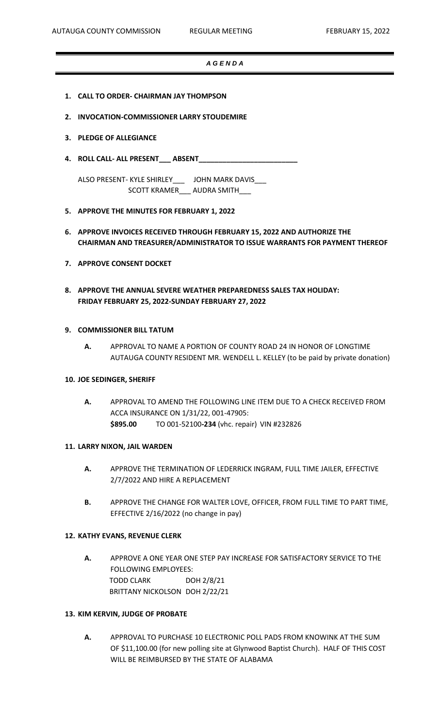# *A G E N D A*

1. **CALL TO ORDER- CHAIRMAN JAY THOMPSON**

2. **INVOCATION-COMMISSIONER LARRY STOUDEMIRE**

3. **PLEDGE OF ALLEGIANCE**

4. **ROLL CALL- ALL PRESENT___ ABSENT________________________**

   ALSO PRESENT- KYLE SHIRLEY___ JOHN MARK DAVIS___
   SCOTT KRAMER___ AUDRA SMITH___

5. **APPROVE THE MINUTES FOR FEBRUARY 1, 2022**

6. **APPROVE INVOICES RECEIVED THROUGH FEBRUARY 15, 2022 AND AUTHORIZE THE CHAIRMAN AND TREASURER/ADMINISTRATOR TO ISSUE WARRANTS FOR PAYMENT THEREOF**

7. **APPROVE CONSENT DOCKET**

8. **APPROVE THE ANNUAL SEVERE WEATHER PREPAREDNESS SALES TAX HOLIDAY: FRIDAY FEBRUARY 25, 2022-SUNDAY FEBRUARY 27, 2022**

9. **COMMISSIONER BILL TATUM**

   **A.** APPROVAL TO NAME A PORTION OF COUNTY ROAD 24 IN HONOR OF LONGTIME AUTAUGA COUNTY RESIDENT MR. WENDELL L. KELLEY (to be paid by private donation)

10. **JOE SEDINGER, SHERIFF**

    **A.** APPROVAL TO AMEND THE FOLLOWING LINE ITEM DUE TO A CHECK RECEIVED FROM ACCA INSURANCE ON 1/31/22, 001-47905:
    **$895.00** TO 001-52100**-234** (vhc. repair) VIN #232826

11. **LARRY NIXON, JAIL WARDEN**

    **A.** APPROVE THE TERMINATION OF LEDERRICK INGRAM, FULL TIME JAILER, EFFECTIVE 2/7/2022 AND HIRE A REPLACEMENT

    **B.** APPROVE THE CHANGE FOR WALTER LOVE, OFFICER, FROM FULL TIME TO PART TIME, EFFECTIVE 2/16/2022 (no change in pay)

12. **KATHY EVANS, REVENUE CLERK**

    **A.** APPROVE A ONE YEAR ONE STEP PAY INCREASE FOR SATISFACTORY SERVICE TO THE FOLLOWING EMPLOYEES:
    TODD CLARK DOH 2/8/21
    BRITTANY NICKOLSON DOH 2/22/21

13. **KIM KERVIN, JUDGE OF PROBATE**

    **A.** APPROVAL TO PURCHASE 10 ELECTRONIC POLL PADS FROM KNOWINK AT THE SUM OF $11,100.00 (for new polling site at Glynwood Baptist Church). HALF OF THIS COST WILL BE REIMBURSED BY THE STATE OF ALABAMA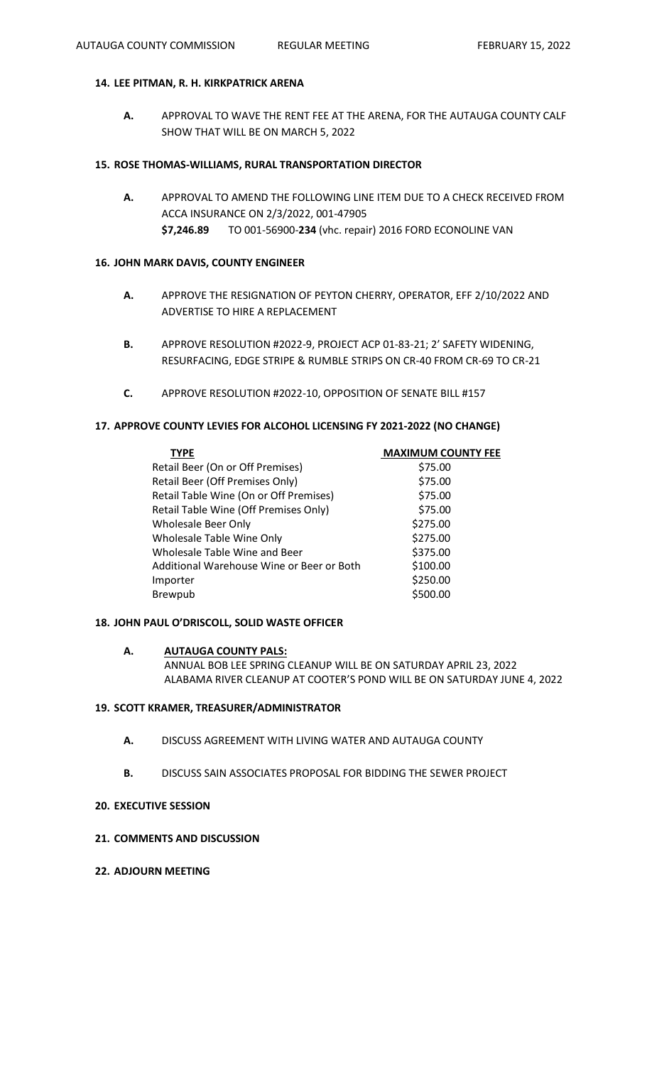**14. LEE PITMAN, R. H. KIRKPATRICK ARENA**

**A.** APPROVAL TO WAVE THE RENT FEE AT THE ARENA, FOR THE AUTAUGA COUNTY CALF SHOW THAT WILL BE ON MARCH 5, 2022

**15. ROSE THOMAS-WILLIAMS, RURAL TRANSPORTATION DIRECTOR**

**A.** APPROVAL TO AMEND THE FOLLOWING LINE ITEM DUE TO A CHECK RECEIVED FROM ACCA INSURANCE ON 2/3/2022, 001-47905
**$7,246.89** TO 001-56900-**234** (vhc. repair) 2016 FORD ECONOLINE VAN

**16. JOHN MARK DAVIS, COUNTY ENGINEER**

**A.** APPROVE THE RESIGNATION OF PEYTON CHERRY, OPERATOR, EFF 2/10/2022 AND ADVERTISE TO HIRE A REPLACEMENT

**B.** APPROVE RESOLUTION #2022-9, PROJECT ACP 01-83-21; 2' SAFETY WIDENING, RESURFACING, EDGE STRIPE & RUMBLE STRIPS ON CR-40 FROM CR-69 TO CR-21

**C.** APPROVE RESOLUTION #2022-10, OPPOSITION OF SENATE BILL #157

**17. APPROVE COUNTY LEVIES FOR ALCOHOL LICENSING FY 2021-2022 (NO CHANGE)**

| TYPE | MAXIMUM COUNTY FEE |
|---|---|
| Retail Beer (On or Off Premises) | $75.00 |
| Retail Beer (Off Premises Only) | $75.00 |
| Retail Table Wine (On or Off Premises) | $75.00 |
| Retail Table Wine (Off Premises Only) | $75.00 |
| Wholesale Beer Only | $275.00 |
| Wholesale Table Wine Only | $275.00 |
| Wholesale Table Wine and Beer | $375.00 |
| Additional Warehouse Wine or Beer or Both | $100.00 |
| Importer | $250.00 |
| Brewpub | $500.00 |

**18. JOHN PAUL O'DRISCOLL, SOLID WASTE OFFICER**

**A.** **AUTAUGA COUNTY PALS:**
ANNUAL BOB LEE SPRING CLEANUP WILL BE ON SATURDAY APRIL 23, 2022
ALABAMA RIVER CLEANUP AT COOTER'S POND WILL BE ON SATURDAY JUNE 4, 2022

**19. SCOTT KRAMER, TREASURER/ADMINISTRATOR**

**A.** DISCUSS AGREEMENT WITH LIVING WATER AND AUTAUGA COUNTY

**B.** DISCUSS SAIN ASSOCIATES PROPOSAL FOR BIDDING THE SEWER PROJECT

**20. EXECUTIVE SESSION**

**21. COMMENTS AND DISCUSSION**

**22. ADJOURN MEETING**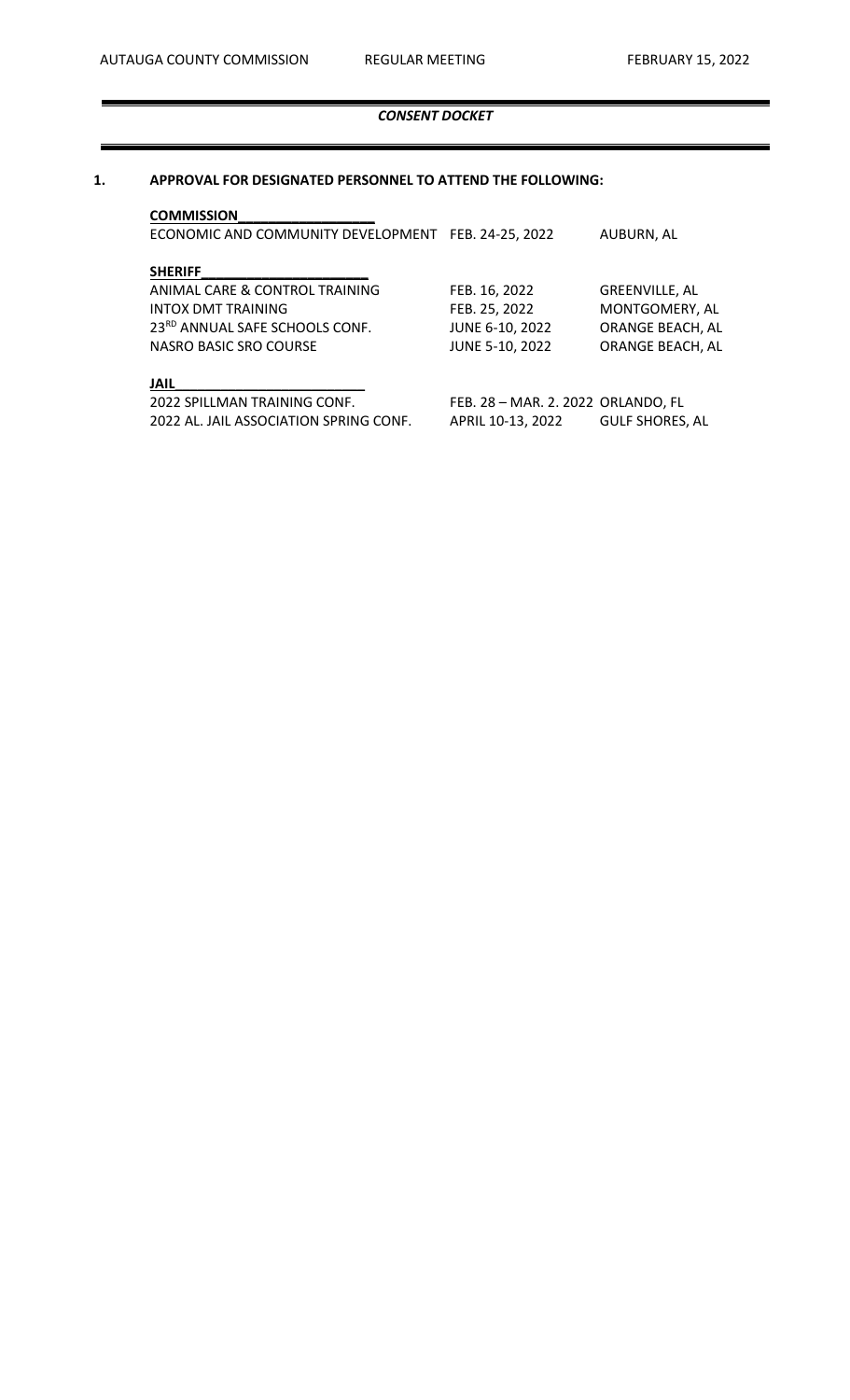***CONSENT DOCKET***

**1. APPROVAL FOR DESIGNATED PERSONNEL TO ATTEND THE FOLLOWING:**

**COMMISSION**

| | | |
|---|---|---|
| ECONOMIC AND COMMUNITY DEVELOPMENT | FEB. 24-25, 2022 | AUBURN, AL |

**SHERIFF**

| | | |
|---|---|---|
| ANIMAL CARE & CONTROL TRAINING | FEB. 16, 2022 | GREENVILLE, AL |
| INTOX DMT TRAINING | FEB. 25, 2022 | MONTGOMERY, AL |
| 23RD ANNUAL SAFE SCHOOLS CONF. | JUNE 6-10, 2022 | ORANGE BEACH, AL |
| NASRO BASIC SRO COURSE | JUNE 5-10, 2022 | ORANGE BEACH, AL |

**JAIL**

| | | |
|---|---|---|
| 2022 SPILLMAN TRAINING CONF. | FEB. 28 – MAR. 2. 2022 | ORLANDO, FL |
| 2022 AL. JAIL ASSOCIATION SPRING CONF. | APRIL 10-13, 2022 | GULF SHORES, AL |